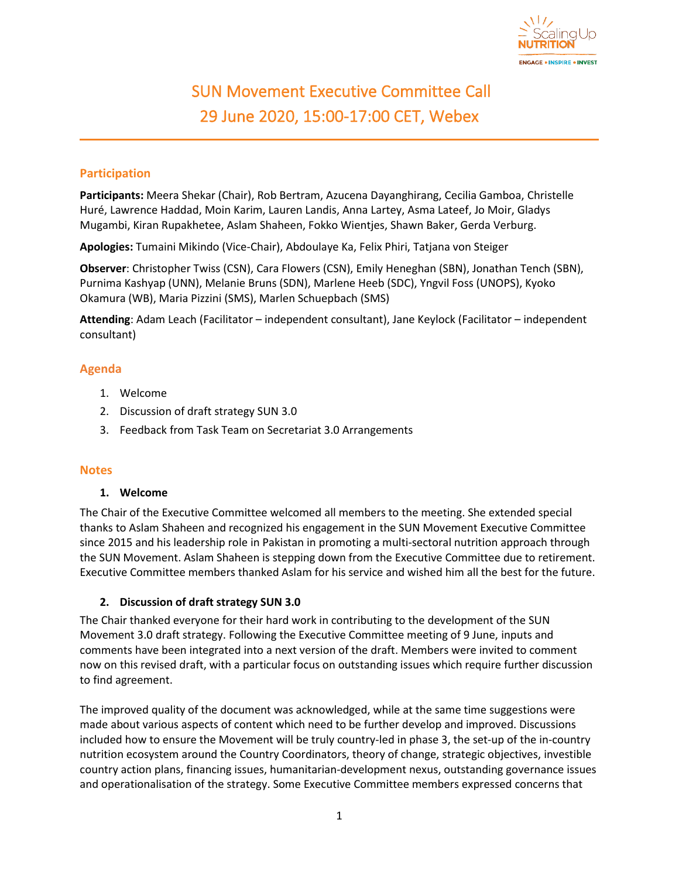# SUN Movement Executive Committee Call
# 29 June 2020, 15:00-17:00 CET, Webex

## Participation

**Participants:** Meera Shekar (Chair), Rob Bertram, Azucena Dayanghirang, Cecilia Gamboa, Christelle Huré, Lawrence Haddad, Moin Karim, Lauren Landis, Anna Lartey, Asma Lateef, Jo Moir, Gladys Mugambi, Kiran Rupakhetee, Aslam Shaheen, Fokko Wientjes, Shawn Baker, Gerda Verburg.

**Apologies:** Tumaini Mikindo (Vice-Chair), Abdoulaye Ka, Felix Phiri, Tatjana von Steiger

**Observer**: Christopher Twiss (CSN), Cara Flowers (CSN), Emily Heneghan (SBN), Jonathan Tench (SBN), Purnima Kashyap (UNN), Melanie Bruns (SDN), Marlene Heeb (SDC), Yngvil Foss (UNOPS), Kyoko Okamura (WB), Maria Pizzini (SMS), Marlen Schuepbach (SMS)

**Attending**: Adam Leach (Facilitator – independent consultant), Jane Keylock (Facilitator – independent consultant)

## Agenda

1. Welcome
2. Discussion of draft strategy SUN 3.0
3. Feedback from Task Team on Secretariat 3.0 Arrangements

## Notes

### 1. Welcome

The Chair of the Executive Committee welcomed all members to the meeting. She extended special thanks to Aslam Shaheen and recognized his engagement in the SUN Movement Executive Committee since 2015 and his leadership role in Pakistan in promoting a multi-sectoral nutrition approach through the SUN Movement. Aslam Shaheen is stepping down from the Executive Committee due to retirement. Executive Committee members thanked Aslam for his service and wished him all the best for the future.

### 2. Discussion of draft strategy SUN 3.0

The Chair thanked everyone for their hard work in contributing to the development of the SUN Movement 3.0 draft strategy. Following the Executive Committee meeting of 9 June, inputs and comments have been integrated into a next version of the draft. Members were invited to comment now on this revised draft, with a particular focus on outstanding issues which require further discussion to find agreement.

The improved quality of the document was acknowledged, while at the same time suggestions were made about various aspects of content which need to be further develop and improved. Discussions included how to ensure the Movement will be truly country-led in phase 3, the set-up of the in-country nutrition ecosystem around the Country Coordinators, theory of change, strategic objectives, investible country action plans, financing issues, humanitarian-development nexus, outstanding governance issues and operationalisation of the strategy. Some Executive Committee members expressed concerns that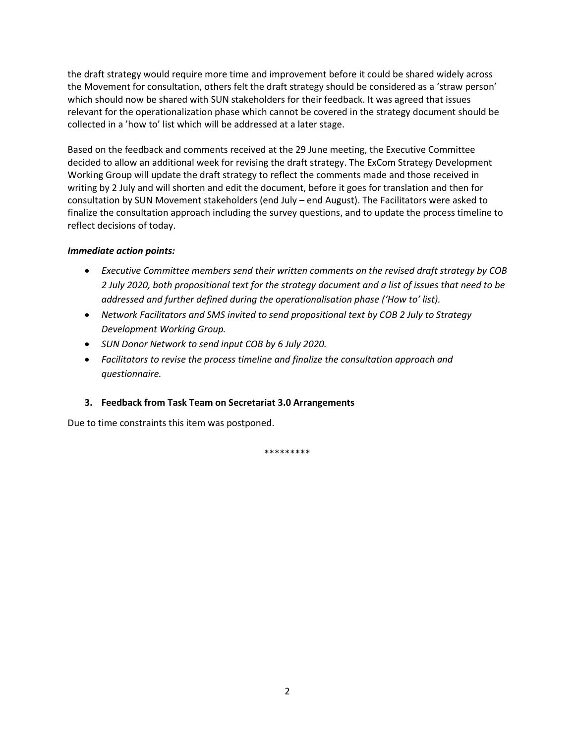the draft strategy would require more time and improvement before it could be shared widely across the Movement for consultation, others felt the draft strategy should be considered as a 'straw person' which should now be shared with SUN stakeholders for their feedback. It was agreed that issues relevant for the operationalization phase which cannot be covered in the strategy document should be collected in a 'how to' list which will be addressed at a later stage.

Based on the feedback and comments received at the 29 June meeting, the Executive Committee decided to allow an additional week for revising the draft strategy. The ExCom Strategy Development Working Group will update the draft strategy to reflect the comments made and those received in writing by 2 July and will shorten and edit the document, before it goes for translation and then for consultation by SUN Movement stakeholders (end July – end August). The Facilitators were asked to finalize the consultation approach including the survey questions, and to update the process timeline to reflect decisions of today.

***Immediate action points:***

- *Executive Committee members send their written comments on the revised draft strategy by COB 2 July 2020, both propositional text for the strategy document and a list of issues that need to be addressed and further defined during the operationalisation phase ('How to' list).*
- *Network Facilitators and SMS invited to send propositional text by COB 2 July to Strategy Development Working Group.*
- *SUN Donor Network to send input COB by 6 July 2020.*
- *Facilitators to revise the process timeline and finalize the consultation approach and questionnaire.*

**3. Feedback from Task Team on Secretariat 3.0 Arrangements**

Due to time constraints this item was postponed.

*********